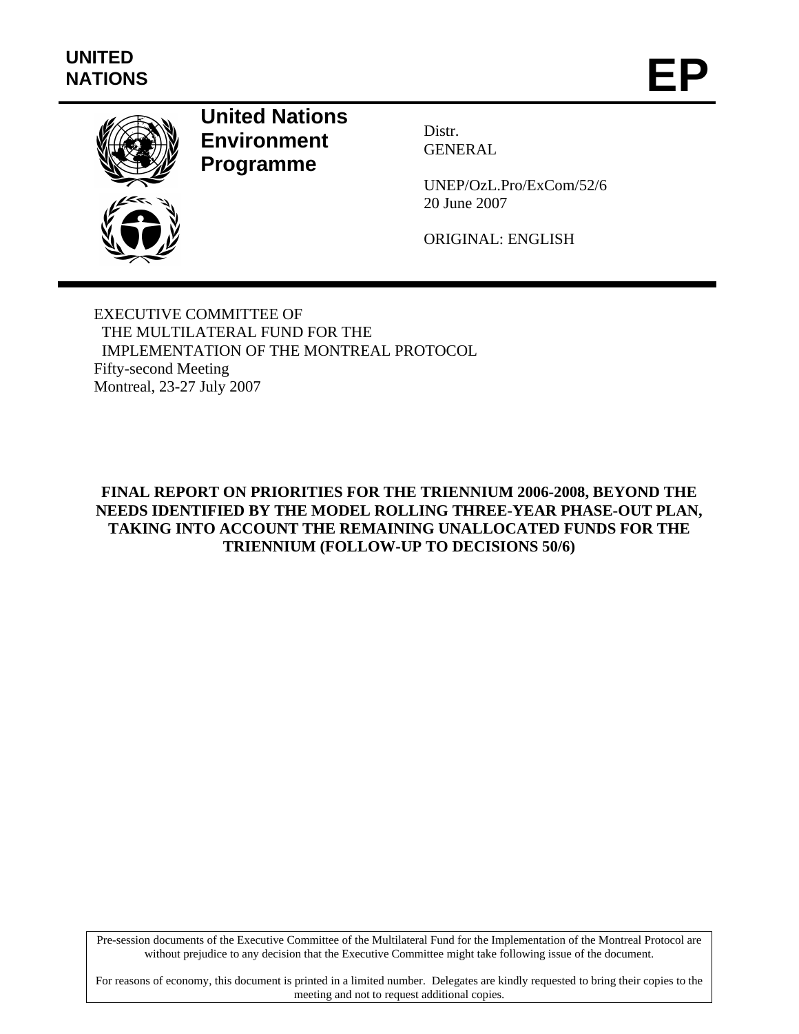**UNITED NATIONS** | **EP**

**United Nations Environment Programme**

Distr.
GENERAL

UNEP/OzL.Pro/ExCom/52/6
20 June 2007

ORIGINAL: ENGLISH

EXECUTIVE COMMITTEE OF
THE MULTILATERAL FUND FOR THE
IMPLEMENTATION OF THE MONTREAL PROTOCOL
Fifty-second Meeting
Montreal, 23-27 July 2007

**FINAL REPORT ON PRIORITIES FOR THE TRIENNIUM 2006-2008, BEYOND THE NEEDS IDENTIFIED BY THE MODEL ROLLING THREE-YEAR PHASE-OUT PLAN, TAKING INTO ACCOUNT THE REMAINING UNALLOCATED FUNDS FOR THE TRIENNIUM (FOLLOW-UP TO DECISIONS 50/6)**

Pre-session documents of the Executive Committee of the Multilateral Fund for the Implementation of the Montreal Protocol are without prejudice to any decision that the Executive Committee might take following issue of the document.

For reasons of economy, this document is printed in a limited number. Delegates are kindly requested to bring their copies to the meeting and not to request additional copies.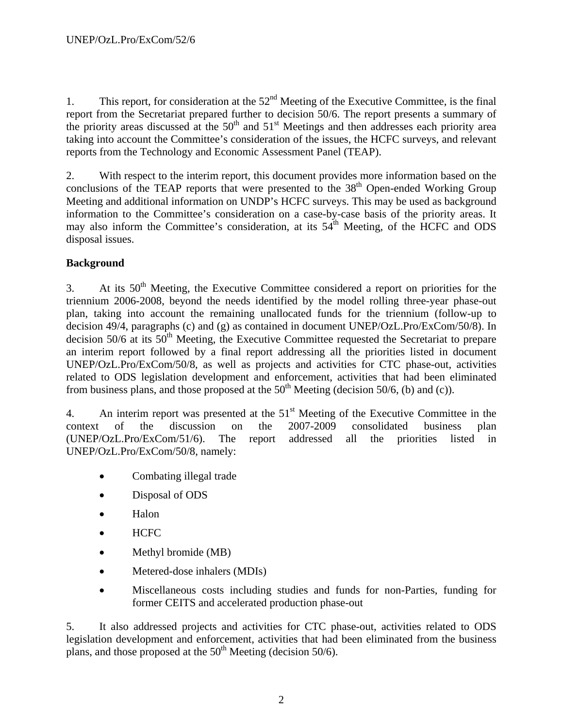1. This report, for consideration at the 52nd Meeting of the Executive Committee, is the final report from the Secretariat prepared further to decision 50/6. The report presents a summary of the priority areas discussed at the 50th and 51st Meetings and then addresses each priority area taking into account the Committee's consideration of the issues, the HCFC surveys, and relevant reports from the Technology and Economic Assessment Panel (TEAP).

2. With respect to the interim report, this document provides more information based on the conclusions of the TEAP reports that were presented to the 38th Open-ended Working Group Meeting and additional information on UNDP's HCFC surveys. This may be used as background information to the Committee's consideration on a case-by-case basis of the priority areas. It may also inform the Committee's consideration, at its 54th Meeting, of the HCFC and ODS disposal issues.

**Background**

3. At its 50th Meeting, the Executive Committee considered a report on priorities for the triennium 2006-2008, beyond the needs identified by the model rolling three-year phase-out plan, taking into account the remaining unallocated funds for the triennium (follow-up to decision 49/4, paragraphs (c) and (g) as contained in document UNEP/OzL.Pro/ExCom/50/8). In decision 50/6 at its 50th Meeting, the Executive Committee requested the Secretariat to prepare an interim report followed by a final report addressing all the priorities listed in document UNEP/OzL.Pro/ExCom/50/8, as well as projects and activities for CTC phase-out, activities related to ODS legislation development and enforcement, activities that had been eliminated from business plans, and those proposed at the 50th Meeting (decision 50/6, (b) and (c)).

4. An interim report was presented at the 51st Meeting of the Executive Committee in the context of the discussion on the 2007-2009 consolidated business plan (UNEP/OzL.Pro/ExCom/51/6). The report addressed all the priorities listed in UNEP/OzL.Pro/ExCom/50/8, namely:

- Combating illegal trade
- Disposal of ODS
- Halon
- HCFC
- Methyl bromide (MB)
- Metered-dose inhalers (MDIs)
- Miscellaneous costs including studies and funds for non-Parties, funding for former CEITS and accelerated production phase-out

5. It also addressed projects and activities for CTC phase-out, activities related to ODS legislation development and enforcement, activities that had been eliminated from the business plans, and those proposed at the 50th Meeting (decision 50/6).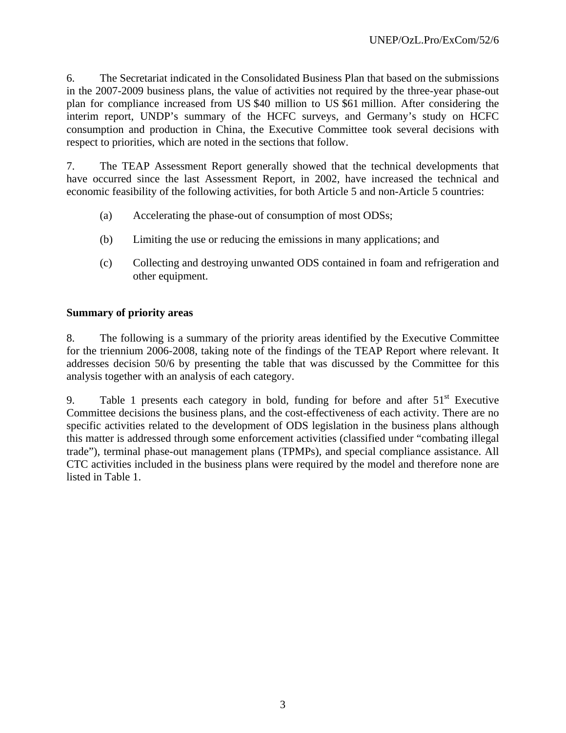6. The Secretariat indicated in the Consolidated Business Plan that based on the submissions in the 2007-2009 business plans, the value of activities not required by the three-year phase-out plan for compliance increased from US $40 million to US $61 million. After considering the interim report, UNDP's summary of the HCFC surveys, and Germany's study on HCFC consumption and production in China, the Executive Committee took several decisions with respect to priorities, which are noted in the sections that follow.

7. The TEAP Assessment Report generally showed that the technical developments that have occurred since the last Assessment Report, in 2002, have increased the technical and economic feasibility of the following activities, for both Article 5 and non-Article 5 countries:

(a) Accelerating the phase-out of consumption of most ODSs;

(b) Limiting the use or reducing the emissions in many applications; and

(c) Collecting and destroying unwanted ODS contained in foam and refrigeration and other equipment.

**Summary of priority areas**

8. The following is a summary of the priority areas identified by the Executive Committee for the triennium 2006-2008, taking note of the findings of the TEAP Report where relevant. It addresses decision 50/6 by presenting the table that was discussed by the Committee for this analysis together with an analysis of each category.

9. Table 1 presents each category in bold, funding for before and after 51st Executive Committee decisions the business plans, and the cost-effectiveness of each activity. There are no specific activities related to the development of ODS legislation in the business plans although this matter is addressed through some enforcement activities (classified under "combating illegal trade"), terminal phase-out management plans (TPMPs), and special compliance assistance. All CTC activities included in the business plans were required by the model and therefore none are listed in Table 1.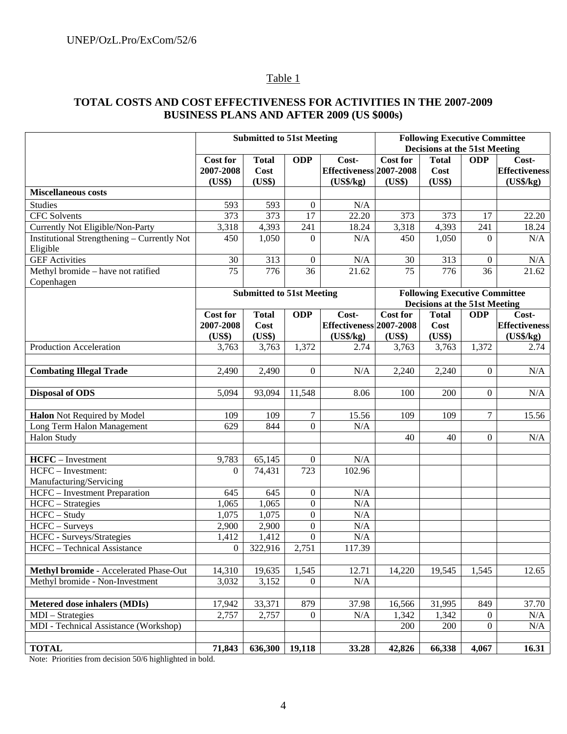Table 1

**TOTAL COSTS AND COST EFFECTIVENESS FOR ACTIVITIES IN THE 2007-2009 BUSINESS PLANS AND AFTER 2009 (US $000s)**

| | Submitted to 51st Meeting | | | | Following Executive Committee Decisions at the 51st Meeting | | | |
|---|---|---|---|---|---|---|---|---|
| | Cost for 2007-2008 (US$) | Total Cost (US$) | ODP | Cost-Effectiveness (US$/kg) | Cost for 2007-2008 (US$) | Total Cost (US$) | ODP | Cost-Effectiveness (US$/kg) |
| **Miscellaneous costs** | | | | | | | | |
| Studies | 593 | 593 | 0 | N/A | | | | |
| CFC Solvents | 373 | 373 | 17 | 22.20 | 373 | 373 | 17 | 22.20 |
| Currently Not Eligible/Non-Party | 3,318 | 4,393 | 241 | 18.24 | 3,318 | 4,393 | 241 | 18.24 |
| Institutional Strengthening – Currently Not Eligible | 450 | 1,050 | 0 | N/A | 450 | 1,050 | 0 | N/A |
| GEF Activities | 30 | 313 | 0 | N/A | 30 | 313 | 0 | N/A |
| Methyl bromide – have not ratified Copenhagen | 75 | 776 | 36 | 21.62 | 75 | 776 | 36 | 21.62 |
| Production Acceleration | 3,763 | 3,763 | 1,372 | 2.74 | 3,763 | 3,763 | 1,372 | 2.74 |
| | | | | | | | | |
| **Combating Illegal Trade** | 2,490 | 2,490 | 0 | N/A | 2,240 | 2,240 | 0 | N/A |
| | | | | | | | | |
| **Disposal of ODS** | 5,094 | 93,094 | 11,548 | 8.06 | 100 | 200 | 0 | N/A |
| | | | | | | | | |
| **Halon** Not Required by Model | 109 | 109 | 7 | 15.56 | 109 | 109 | 7 | 15.56 |
| Long Term Halon Management | 629 | 844 | 0 | N/A | | | | |
| Halon Study | | | | | 40 | 40 | 0 | N/A |
| | | | | | | | | |
| **HCFC** – Investment | 9,783 | 65,145 | 0 | N/A | | | | |
| HCFC – Investment: Manufacturing/Servicing | 0 | 74,431 | 723 | 102.96 | | | | |
| HCFC – Investment Preparation | 645 | 645 | 0 | N/A | | | | |
| HCFC – Strategies | 1,065 | 1,065 | 0 | N/A | | | | |
| HCFC – Study | 1,075 | 1,075 | 0 | N/A | | | | |
| HCFC – Surveys | 2,900 | 2,900 | 0 | N/A | | | | |
| HCFC - Surveys/Strategies | 1,412 | 1,412 | 0 | N/A | | | | |
| HCFC – Technical Assistance | 0 | 322,916 | 2,751 | 117.39 | | | | |
| | | | | | | | | |
| **Methyl bromide** - Accelerated Phase-Out | 14,310 | 19,635 | 1,545 | 12.71 | 14,220 | 19,545 | 1,545 | 12.65 |
| Methyl bromide - Non-Investment | 3,032 | 3,152 | 0 | N/A | | | | |
| | | | | | | | | |
| **Metered dose inhalers (MDIs)** | 17,942 | 33,371 | 879 | 37.98 | 16,566 | 31,995 | 849 | 37.70 |
| MDI – Strategies | 2,757 | 2,757 | 0 | N/A | 1,342 | 1,342 | 0 | N/A |
| MDI - Technical Assistance (Workshop) | | | | | 200 | 200 | 0 | N/A |
| | | | | | | | | |
| **TOTAL** | **71,843** | **636,300** | **19,118** | **33.28** | **42,826** | **66,338** | **4,067** | **16.31** |

Note: Priorities from decision 50/6 highlighted in bold.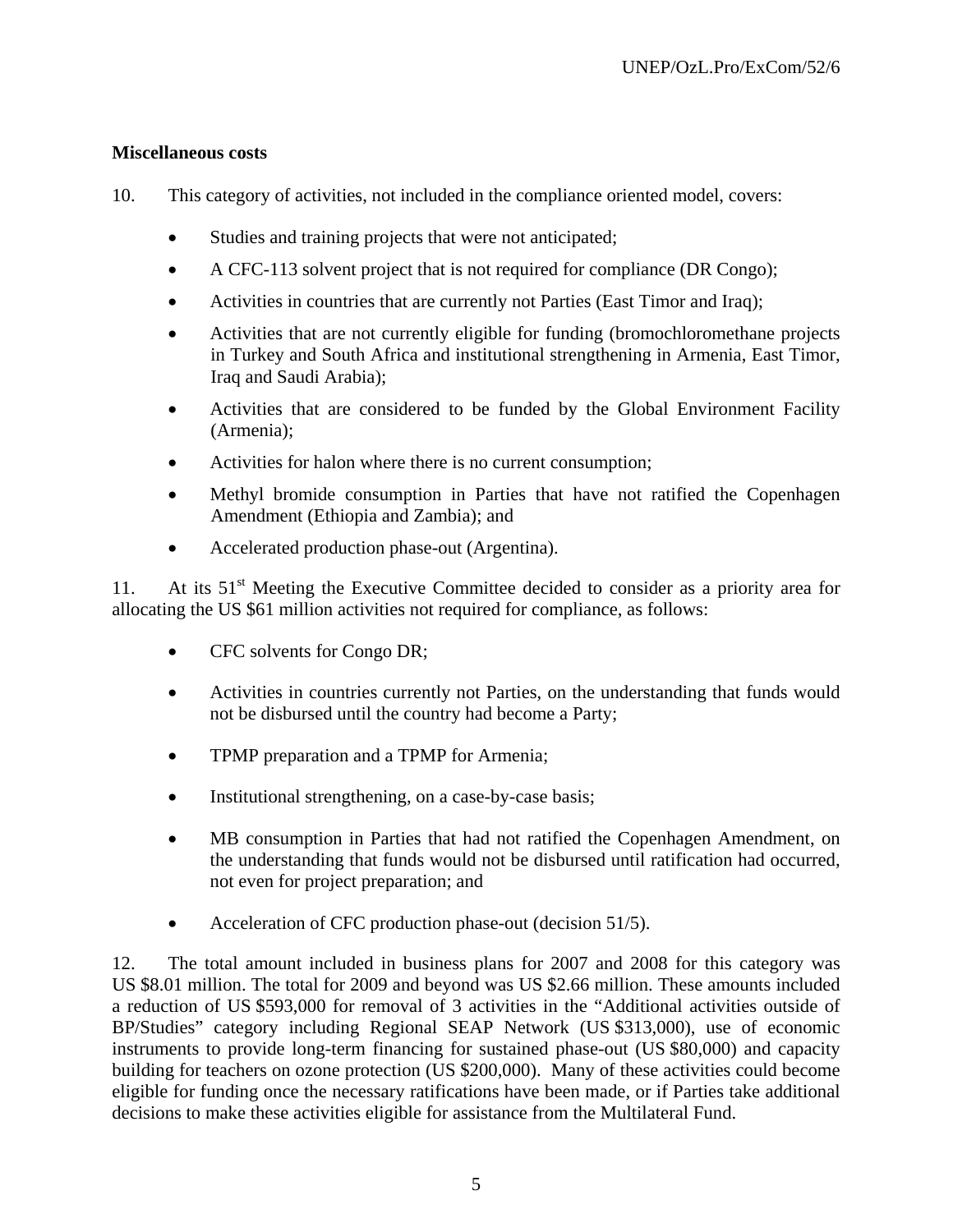**Miscellaneous costs**

10. This category of activities, not included in the compliance oriented model, covers:

- Studies and training projects that were not anticipated;
- A CFC-113 solvent project that is not required for compliance (DR Congo);
- Activities in countries that are currently not Parties (East Timor and Iraq);
- Activities that are not currently eligible for funding (bromochloromethane projects in Turkey and South Africa and institutional strengthening in Armenia, East Timor, Iraq and Saudi Arabia);
- Activities that are considered to be funded by the Global Environment Facility (Armenia);
- Activities for halon where there is no current consumption;
- Methyl bromide consumption in Parties that have not ratified the Copenhagen Amendment (Ethiopia and Zambia); and
- Accelerated production phase-out (Argentina).

11. At its 51st Meeting the Executive Committee decided to consider as a priority area for allocating the US $61 million activities not required for compliance, as follows:

- CFC solvents for Congo DR;
- Activities in countries currently not Parties, on the understanding that funds would not be disbursed until the country had become a Party;
- TPMP preparation and a TPMP for Armenia;
- Institutional strengthening, on a case-by-case basis;
- MB consumption in Parties that had not ratified the Copenhagen Amendment, on the understanding that funds would not be disbursed until ratification had occurred, not even for project preparation; and
- Acceleration of CFC production phase-out (decision 51/5).

12. The total amount included in business plans for 2007 and 2008 for this category was US $8.01 million. The total for 2009 and beyond was US $2.66 million. These amounts included a reduction of US $593,000 for removal of 3 activities in the "Additional activities outside of BP/Studies" category including Regional SEAP Network (US $313,000), use of economic instruments to provide long-term financing for sustained phase-out (US $80,000) and capacity building for teachers on ozone protection (US $200,000). Many of these activities could become eligible for funding once the necessary ratifications have been made, or if Parties take additional decisions to make these activities eligible for assistance from the Multilateral Fund.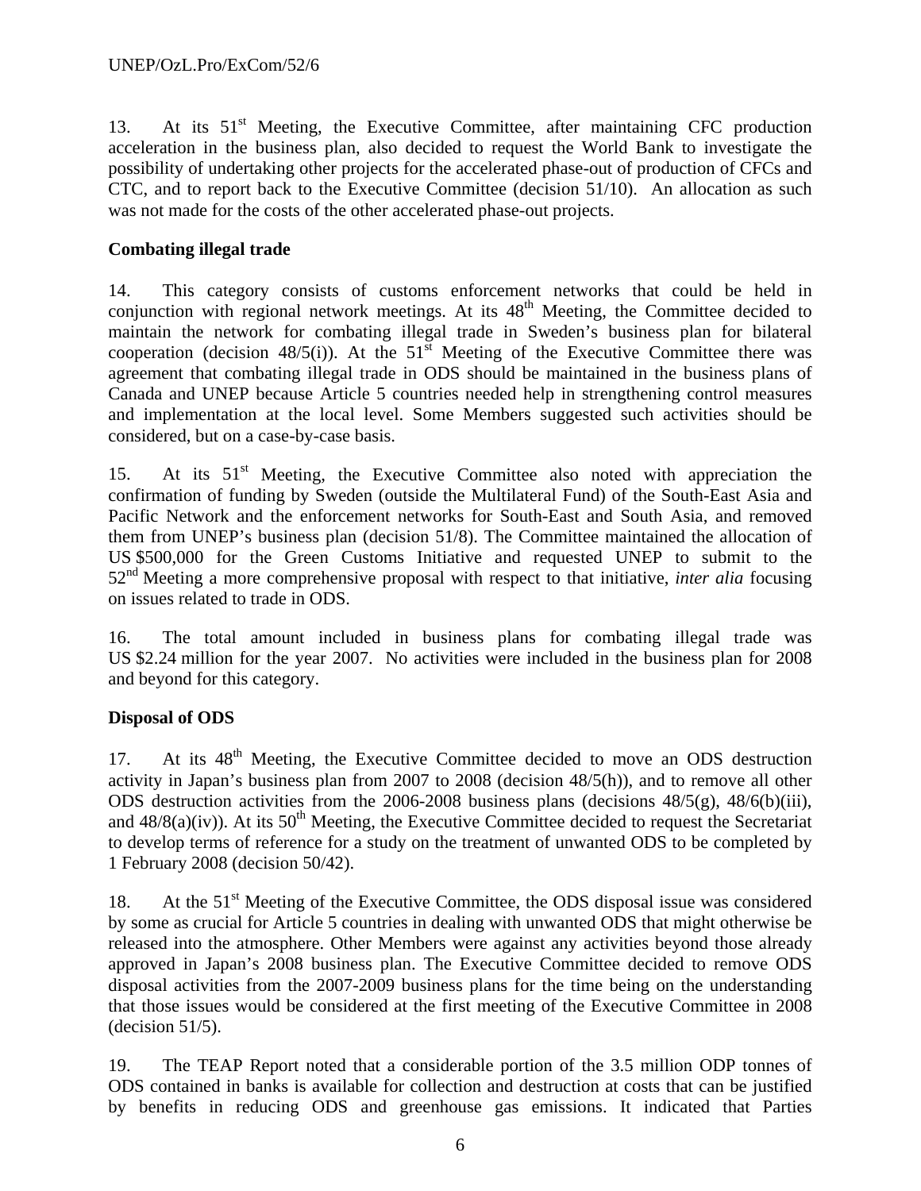13. At its 51st Meeting, the Executive Committee, after maintaining CFC production acceleration in the business plan, also decided to request the World Bank to investigate the possibility of undertaking other projects for the accelerated phase-out of production of CFCs and CTC, and to report back to the Executive Committee (decision 51/10). An allocation as such was not made for the costs of the other accelerated phase-out projects.

**Combating illegal trade**

14. This category consists of customs enforcement networks that could be held in conjunction with regional network meetings. At its 48th Meeting, the Committee decided to maintain the network for combating illegal trade in Sweden's business plan for bilateral cooperation (decision 48/5(i)). At the 51st Meeting of the Executive Committee there was agreement that combating illegal trade in ODS should be maintained in the business plans of Canada and UNEP because Article 5 countries needed help in strengthening control measures and implementation at the local level. Some Members suggested such activities should be considered, but on a case-by-case basis.

15. At its 51st Meeting, the Executive Committee also noted with appreciation the confirmation of funding by Sweden (outside the Multilateral Fund) of the South-East Asia and Pacific Network and the enforcement networks for South-East and South Asia, and removed them from UNEP's business plan (decision 51/8). The Committee maintained the allocation of US $500,000 for the Green Customs Initiative and requested UNEP to submit to the 52nd Meeting a more comprehensive proposal with respect to that initiative, *inter alia* focusing on issues related to trade in ODS.

16. The total amount included in business plans for combating illegal trade was US $2.24 million for the year 2007. No activities were included in the business plan for 2008 and beyond for this category.

**Disposal of ODS**

17. At its 48th Meeting, the Executive Committee decided to move an ODS destruction activity in Japan's business plan from 2007 to 2008 (decision 48/5(h)), and to remove all other ODS destruction activities from the 2006-2008 business plans (decisions 48/5(g), 48/6(b)(iii), and 48/8(a)(iv)). At its 50th Meeting, the Executive Committee decided to request the Secretariat to develop terms of reference for a study on the treatment of unwanted ODS to be completed by 1 February 2008 (decision 50/42).

18. At the 51st Meeting of the Executive Committee, the ODS disposal issue was considered by some as crucial for Article 5 countries in dealing with unwanted ODS that might otherwise be released into the atmosphere. Other Members were against any activities beyond those already approved in Japan's 2008 business plan. The Executive Committee decided to remove ODS disposal activities from the 2007-2009 business plans for the time being on the understanding that those issues would be considered at the first meeting of the Executive Committee in 2008 (decision 51/5).

19. The TEAP Report noted that a considerable portion of the 3.5 million ODP tonnes of ODS contained in banks is available for collection and destruction at costs that can be justified by benefits in reducing ODS and greenhouse gas emissions. It indicated that Parties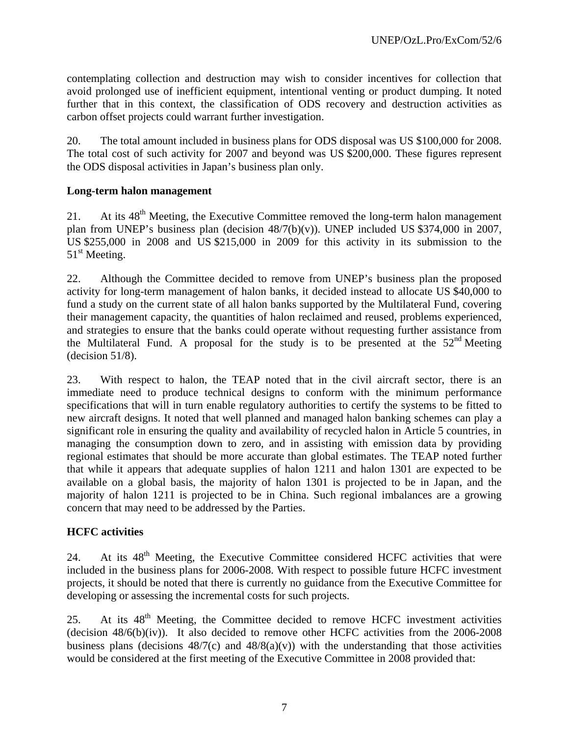contemplating collection and destruction may wish to consider incentives for collection that avoid prolonged use of inefficient equipment, intentional venting or product dumping. It noted further that in this context, the classification of ODS recovery and destruction activities as carbon offset projects could warrant further investigation.

20. The total amount included in business plans for ODS disposal was US $100,000 for 2008. The total cost of such activity for 2007 and beyond was US $200,000. These figures represent the ODS disposal activities in Japan's business plan only.

**Long-term halon management**

21. At its 48th Meeting, the Executive Committee removed the long-term halon management plan from UNEP's business plan (decision 48/7(b)(v)). UNEP included US $374,000 in 2007, US $255,000 in 2008 and US $215,000 in 2009 for this activity in its submission to the 51st Meeting.

22. Although the Committee decided to remove from UNEP's business plan the proposed activity for long-term management of halon banks, it decided instead to allocate US $40,000 to fund a study on the current state of all halon banks supported by the Multilateral Fund, covering their management capacity, the quantities of halon reclaimed and reused, problems experienced, and strategies to ensure that the banks could operate without requesting further assistance from the Multilateral Fund. A proposal for the study is to be presented at the 52nd Meeting (decision 51/8).

23. With respect to halon, the TEAP noted that in the civil aircraft sector, there is an immediate need to produce technical designs to conform with the minimum performance specifications that will in turn enable regulatory authorities to certify the systems to be fitted to new aircraft designs. It noted that well planned and managed halon banking schemes can play a significant role in ensuring the quality and availability of recycled halon in Article 5 countries, in managing the consumption down to zero, and in assisting with emission data by providing regional estimates that should be more accurate than global estimates. The TEAP noted further that while it appears that adequate supplies of halon 1211 and halon 1301 are expected to be available on a global basis, the majority of halon 1301 is projected to be in Japan, and the majority of halon 1211 is projected to be in China. Such regional imbalances are a growing concern that may need to be addressed by the Parties.

**HCFC activities**

24. At its 48th Meeting, the Executive Committee considered HCFC activities that were included in the business plans for 2006-2008. With respect to possible future HCFC investment projects, it should be noted that there is currently no guidance from the Executive Committee for developing or assessing the incremental costs for such projects.

25. At its 48th Meeting, the Committee decided to remove HCFC investment activities (decision 48/6(b)(iv)). It also decided to remove other HCFC activities from the 2006-2008 business plans (decisions 48/7(c) and 48/8(a)(v)) with the understanding that those activities would be considered at the first meeting of the Executive Committee in 2008 provided that: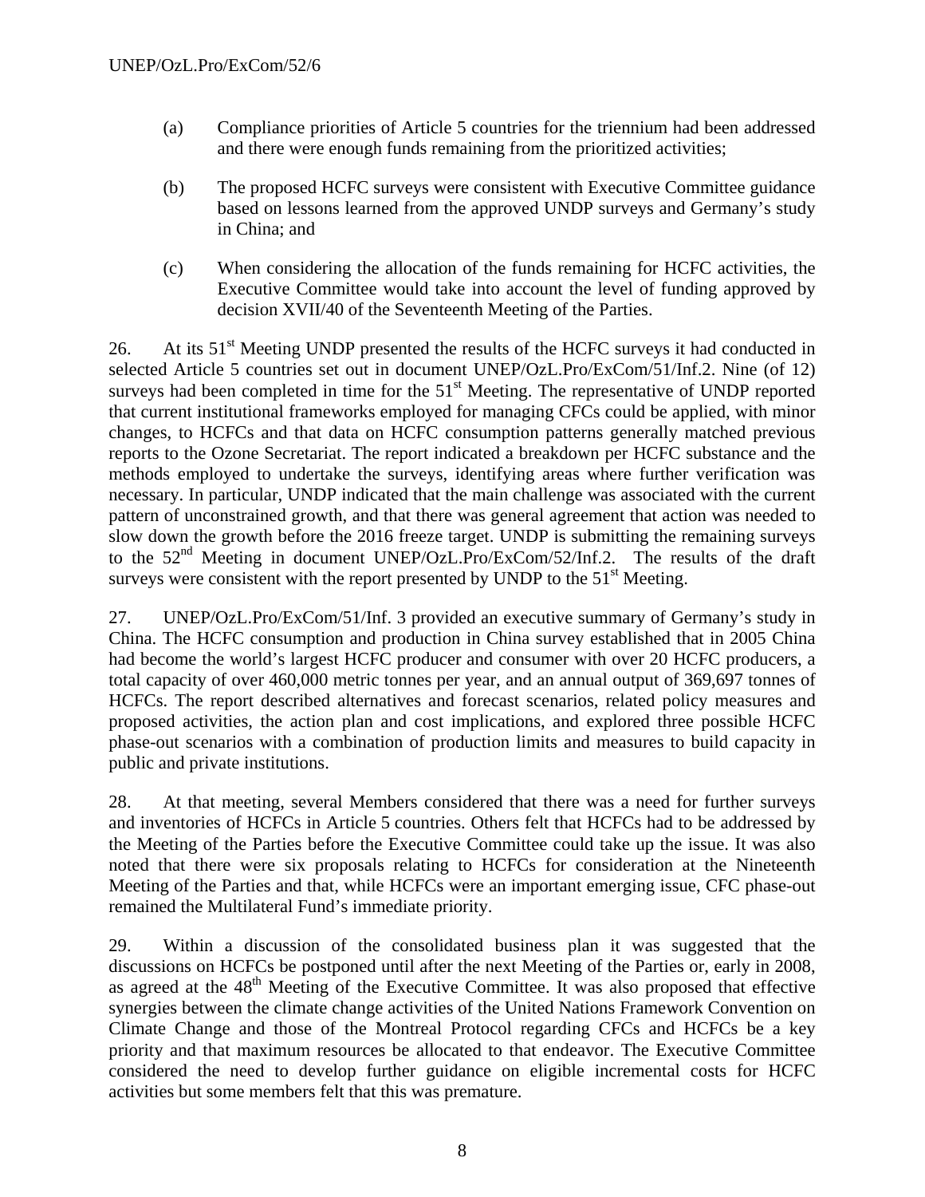(a) Compliance priorities of Article 5 countries for the triennium had been addressed and there were enough funds remaining from the prioritized activities;

(b) The proposed HCFC surveys were consistent with Executive Committee guidance based on lessons learned from the approved UNDP surveys and Germany's study in China; and

(c) When considering the allocation of the funds remaining for HCFC activities, the Executive Committee would take into account the level of funding approved by decision XVII/40 of the Seventeenth Meeting of the Parties.

26. At its 51st Meeting UNDP presented the results of the HCFC surveys it had conducted in selected Article 5 countries set out in document UNEP/OzL.Pro/ExCom/51/Inf.2. Nine (of 12) surveys had been completed in time for the 51st Meeting. The representative of UNDP reported that current institutional frameworks employed for managing CFCs could be applied, with minor changes, to HCFCs and that data on HCFC consumption patterns generally matched previous reports to the Ozone Secretariat. The report indicated a breakdown per HCFC substance and the methods employed to undertake the surveys, identifying areas where further verification was necessary. In particular, UNDP indicated that the main challenge was associated with the current pattern of unconstrained growth, and that there was general agreement that action was needed to slow down the growth before the 2016 freeze target. UNDP is submitting the remaining surveys to the 52nd Meeting in document UNEP/OzL.Pro/ExCom/52/Inf.2. The results of the draft surveys were consistent with the report presented by UNDP to the 51st Meeting.

27. UNEP/OzL.Pro/ExCom/51/Inf. 3 provided an executive summary of Germany's study in China. The HCFC consumption and production in China survey established that in 2005 China had become the world's largest HCFC producer and consumer with over 20 HCFC producers, a total capacity of over 460,000 metric tonnes per year, and an annual output of 369,697 tonnes of HCFCs. The report described alternatives and forecast scenarios, related policy measures and proposed activities, the action plan and cost implications, and explored three possible HCFC phase-out scenarios with a combination of production limits and measures to build capacity in public and private institutions.

28. At that meeting, several Members considered that there was a need for further surveys and inventories of HCFCs in Article 5 countries. Others felt that HCFCs had to be addressed by the Meeting of the Parties before the Executive Committee could take up the issue. It was also noted that there were six proposals relating to HCFCs for consideration at the Nineteenth Meeting of the Parties and that, while HCFCs were an important emerging issue, CFC phase-out remained the Multilateral Fund's immediate priority.

29. Within a discussion of the consolidated business plan it was suggested that the discussions on HCFCs be postponed until after the next Meeting of the Parties or, early in 2008, as agreed at the 48th Meeting of the Executive Committee. It was also proposed that effective synergies between the climate change activities of the United Nations Framework Convention on Climate Change and those of the Montreal Protocol regarding CFCs and HCFCs be a key priority and that maximum resources be allocated to that endeavor. The Executive Committee considered the need to develop further guidance on eligible incremental costs for HCFC activities but some members felt that this was premature.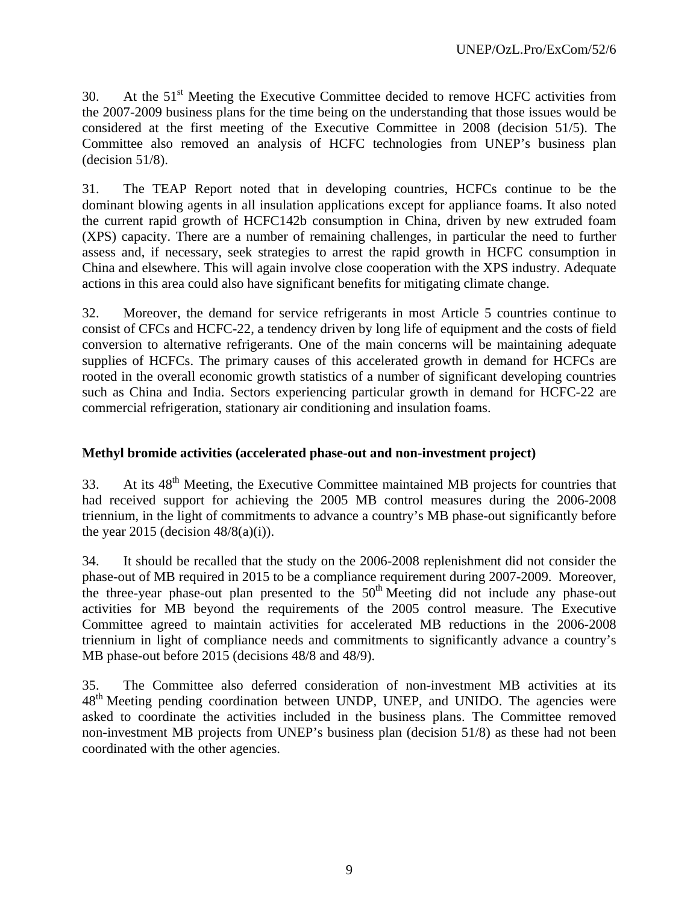30. At the 51st Meeting the Executive Committee decided to remove HCFC activities from the 2007-2009 business plans for the time being on the understanding that those issues would be considered at the first meeting of the Executive Committee in 2008 (decision 51/5). The Committee also removed an analysis of HCFC technologies from UNEP's business plan (decision 51/8).

31. The TEAP Report noted that in developing countries, HCFCs continue to be the dominant blowing agents in all insulation applications except for appliance foams. It also noted the current rapid growth of HCFC142b consumption in China, driven by new extruded foam (XPS) capacity. There are a number of remaining challenges, in particular the need to further assess and, if necessary, seek strategies to arrest the rapid growth in HCFC consumption in China and elsewhere. This will again involve close cooperation with the XPS industry. Adequate actions in this area could also have significant benefits for mitigating climate change.

32. Moreover, the demand for service refrigerants in most Article 5 countries continue to consist of CFCs and HCFC-22, a tendency driven by long life of equipment and the costs of field conversion to alternative refrigerants. One of the main concerns will be maintaining adequate supplies of HCFCs. The primary causes of this accelerated growth in demand for HCFCs are rooted in the overall economic growth statistics of a number of significant developing countries such as China and India. Sectors experiencing particular growth in demand for HCFC-22 are commercial refrigeration, stationary air conditioning and insulation foams.

**Methyl bromide activities (accelerated phase-out and non-investment project)**

33. At its 48th Meeting, the Executive Committee maintained MB projects for countries that had received support for achieving the 2005 MB control measures during the 2006-2008 triennium, in the light of commitments to advance a country's MB phase-out significantly before the year 2015 (decision 48/8(a)(i)).

34. It should be recalled that the study on the 2006-2008 replenishment did not consider the phase-out of MB required in 2015 to be a compliance requirement during 2007-2009. Moreover, the three-year phase-out plan presented to the 50th Meeting did not include any phase-out activities for MB beyond the requirements of the 2005 control measure. The Executive Committee agreed to maintain activities for accelerated MB reductions in the 2006-2008 triennium in light of compliance needs and commitments to significantly advance a country's MB phase-out before 2015 (decisions 48/8 and 48/9).

35. The Committee also deferred consideration of non-investment MB activities at its 48th Meeting pending coordination between UNDP, UNEP, and UNIDO. The agencies were asked to coordinate the activities included in the business plans. The Committee removed non-investment MB projects from UNEP's business plan (decision 51/8) as these had not been coordinated with the other agencies.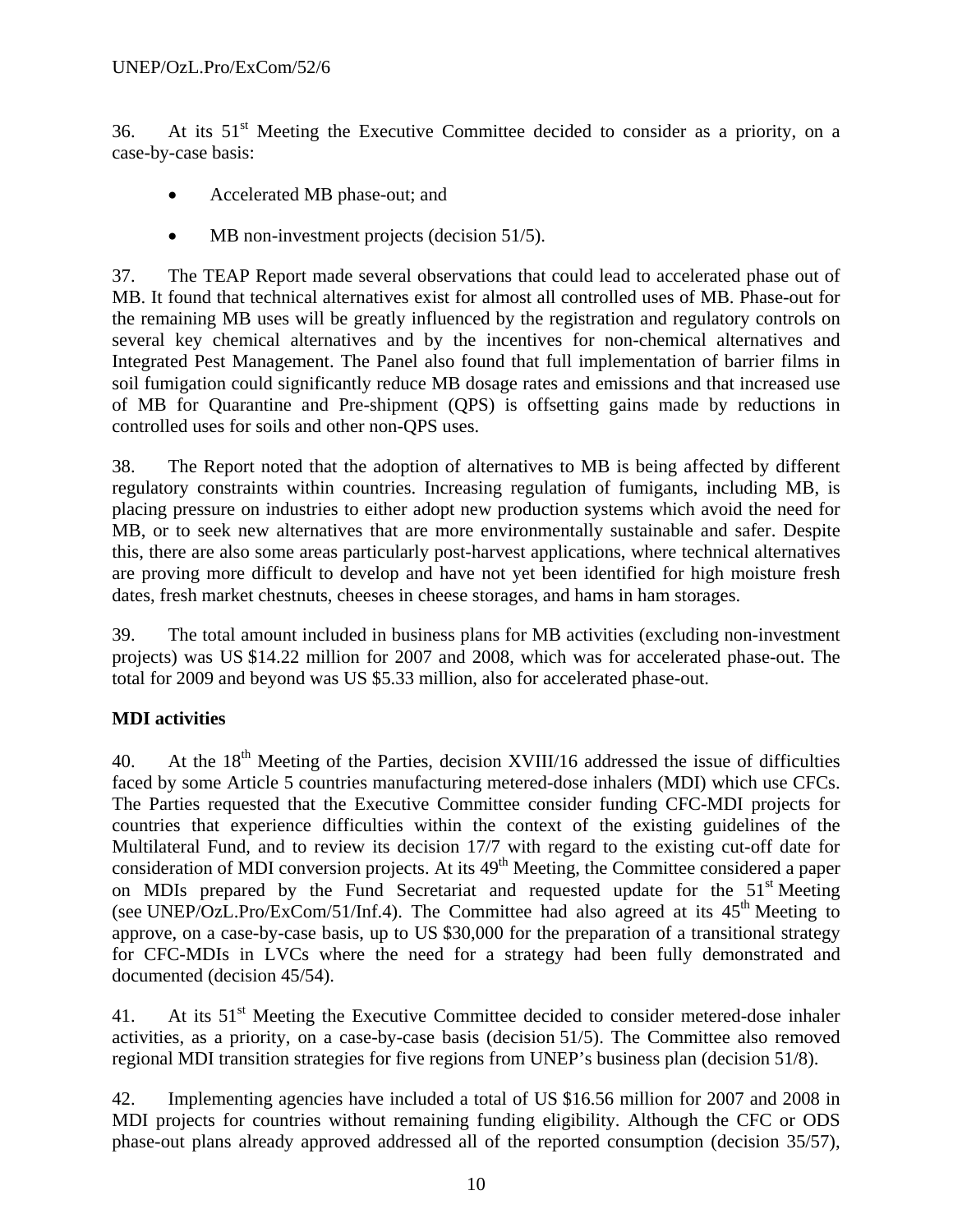36. At its 51st Meeting the Executive Committee decided to consider as a priority, on a case-by-case basis:

- Accelerated MB phase-out; and
- MB non-investment projects (decision 51/5).

37. The TEAP Report made several observations that could lead to accelerated phase out of MB. It found that technical alternatives exist for almost all controlled uses of MB. Phase-out for the remaining MB uses will be greatly influenced by the registration and regulatory controls on several key chemical alternatives and by the incentives for non-chemical alternatives and Integrated Pest Management. The Panel also found that full implementation of barrier films in soil fumigation could significantly reduce MB dosage rates and emissions and that increased use of MB for Quarantine and Pre-shipment (QPS) is offsetting gains made by reductions in controlled uses for soils and other non-QPS uses.

38. The Report noted that the adoption of alternatives to MB is being affected by different regulatory constraints within countries. Increasing regulation of fumigants, including MB, is placing pressure on industries to either adopt new production systems which avoid the need for MB, or to seek new alternatives that are more environmentally sustainable and safer. Despite this, there are also some areas particularly post-harvest applications, where technical alternatives are proving more difficult to develop and have not yet been identified for high moisture fresh dates, fresh market chestnuts, cheeses in cheese storages, and hams in ham storages.

39. The total amount included in business plans for MB activities (excluding non-investment projects) was US $14.22 million for 2007 and 2008, which was for accelerated phase-out. The total for 2009 and beyond was US $5.33 million, also for accelerated phase-out.

**MDI activities**

40. At the 18th Meeting of the Parties, decision XVIII/16 addressed the issue of difficulties faced by some Article 5 countries manufacturing metered-dose inhalers (MDI) which use CFCs. The Parties requested that the Executive Committee consider funding CFC-MDI projects for countries that experience difficulties within the context of the existing guidelines of the Multilateral Fund, and to review its decision 17/7 with regard to the existing cut-off date for consideration of MDI conversion projects. At its 49th Meeting, the Committee considered a paper on MDIs prepared by the Fund Secretariat and requested update for the 51st Meeting (see UNEP/OzL.Pro/ExCom/51/Inf.4). The Committee had also agreed at its 45th Meeting to approve, on a case-by-case basis, up to US $30,000 for the preparation of a transitional strategy for CFC-MDIs in LVCs where the need for a strategy had been fully demonstrated and documented (decision 45/54).

41. At its 51st Meeting the Executive Committee decided to consider metered-dose inhaler activities, as a priority, on a case-by-case basis (decision 51/5). The Committee also removed regional MDI transition strategies for five regions from UNEP's business plan (decision 51/8).

42. Implementing agencies have included a total of US $16.56 million for 2007 and 2008 in MDI projects for countries without remaining funding eligibility. Although the CFC or ODS phase-out plans already approved addressed all of the reported consumption (decision 35/57),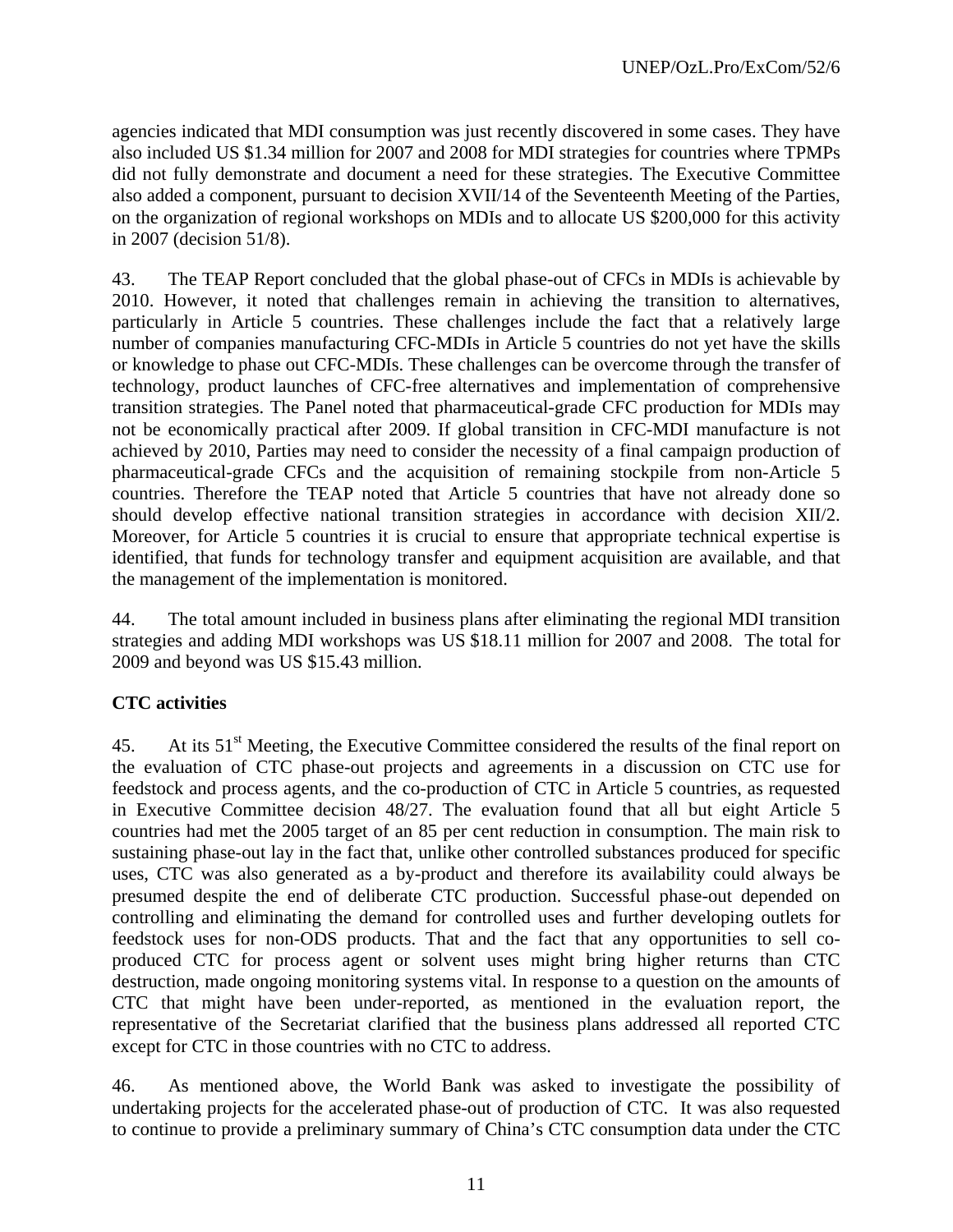agencies indicated that MDI consumption was just recently discovered in some cases. They have also included US $1.34 million for 2007 and 2008 for MDI strategies for countries where TPMPs did not fully demonstrate and document a need for these strategies. The Executive Committee also added a component, pursuant to decision XVII/14 of the Seventeenth Meeting of the Parties, on the organization of regional workshops on MDIs and to allocate US $200,000 for this activity in 2007 (decision 51/8).

43. The TEAP Report concluded that the global phase-out of CFCs in MDIs is achievable by 2010. However, it noted that challenges remain in achieving the transition to alternatives, particularly in Article 5 countries. These challenges include the fact that a relatively large number of companies manufacturing CFC-MDIs in Article 5 countries do not yet have the skills or knowledge to phase out CFC-MDIs. These challenges can be overcome through the transfer of technology, product launches of CFC-free alternatives and implementation of comprehensive transition strategies. The Panel noted that pharmaceutical-grade CFC production for MDIs may not be economically practical after 2009. If global transition in CFC-MDI manufacture is not achieved by 2010, Parties may need to consider the necessity of a final campaign production of pharmaceutical-grade CFCs and the acquisition of remaining stockpile from non-Article 5 countries. Therefore the TEAP noted that Article 5 countries that have not already done so should develop effective national transition strategies in accordance with decision XII/2. Moreover, for Article 5 countries it is crucial to ensure that appropriate technical expertise is identified, that funds for technology transfer and equipment acquisition are available, and that the management of the implementation is monitored.

44. The total amount included in business plans after eliminating the regional MDI transition strategies and adding MDI workshops was US $18.11 million for 2007 and 2008. The total for 2009 and beyond was US $15.43 million.

**CTC activities**

45. At its 51st Meeting, the Executive Committee considered the results of the final report on the evaluation of CTC phase-out projects and agreements in a discussion on CTC use for feedstock and process agents, and the co-production of CTC in Article 5 countries, as requested in Executive Committee decision 48/27. The evaluation found that all but eight Article 5 countries had met the 2005 target of an 85 per cent reduction in consumption. The main risk to sustaining phase-out lay in the fact that, unlike other controlled substances produced for specific uses, CTC was also generated as a by-product and therefore its availability could always be presumed despite the end of deliberate CTC production. Successful phase-out depended on controlling and eliminating the demand for controlled uses and further developing outlets for feedstock uses for non-ODS products. That and the fact that any opportunities to sell co-produced CTC for process agent or solvent uses might bring higher returns than CTC destruction, made ongoing monitoring systems vital. In response to a question on the amounts of CTC that might have been under-reported, as mentioned in the evaluation report, the representative of the Secretariat clarified that the business plans addressed all reported CTC except for CTC in those countries with no CTC to address.

46. As mentioned above, the World Bank was asked to investigate the possibility of undertaking projects for the accelerated phase-out of production of CTC. It was also requested to continue to provide a preliminary summary of China's CTC consumption data under the CTC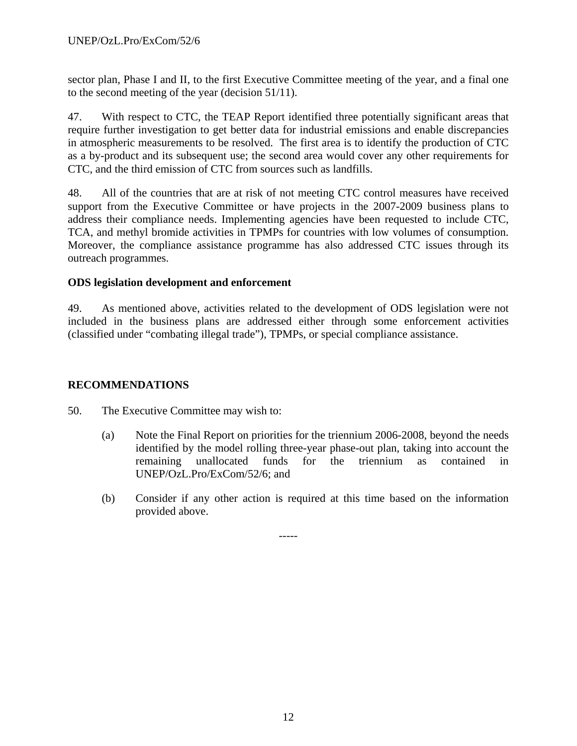sector plan, Phase I and II, to the first Executive Committee meeting of the year, and a final one to the second meeting of the year (decision 51/11).

47. With respect to CTC, the TEAP Report identified three potentially significant areas that require further investigation to get better data for industrial emissions and enable discrepancies in atmospheric measurements to be resolved. The first area is to identify the production of CTC as a by-product and its subsequent use; the second area would cover any other requirements for CTC, and the third emission of CTC from sources such as landfills.

48. All of the countries that are at risk of not meeting CTC control measures have received support from the Executive Committee or have projects in the 2007-2009 business plans to address their compliance needs. Implementing agencies have been requested to include CTC, TCA, and methyl bromide activities in TPMPs for countries with low volumes of consumption. Moreover, the compliance assistance programme has also addressed CTC issues through its outreach programmes.

**ODS legislation development and enforcement**

49. As mentioned above, activities related to the development of ODS legislation were not included in the business plans are addressed either through some enforcement activities (classified under “combating illegal trade”), TPMPs, or special compliance assistance.

## RECOMMENDATIONS

50. The Executive Committee may wish to:

(a) Note the Final Report on priorities for the triennium 2006-2008, beyond the needs identified by the model rolling three-year phase-out plan, taking into account the remaining unallocated funds for the triennium as contained in UNEP/OzL.Pro/ExCom/52/6; and

(b) Consider if any other action is required at this time based on the information provided above.

-----